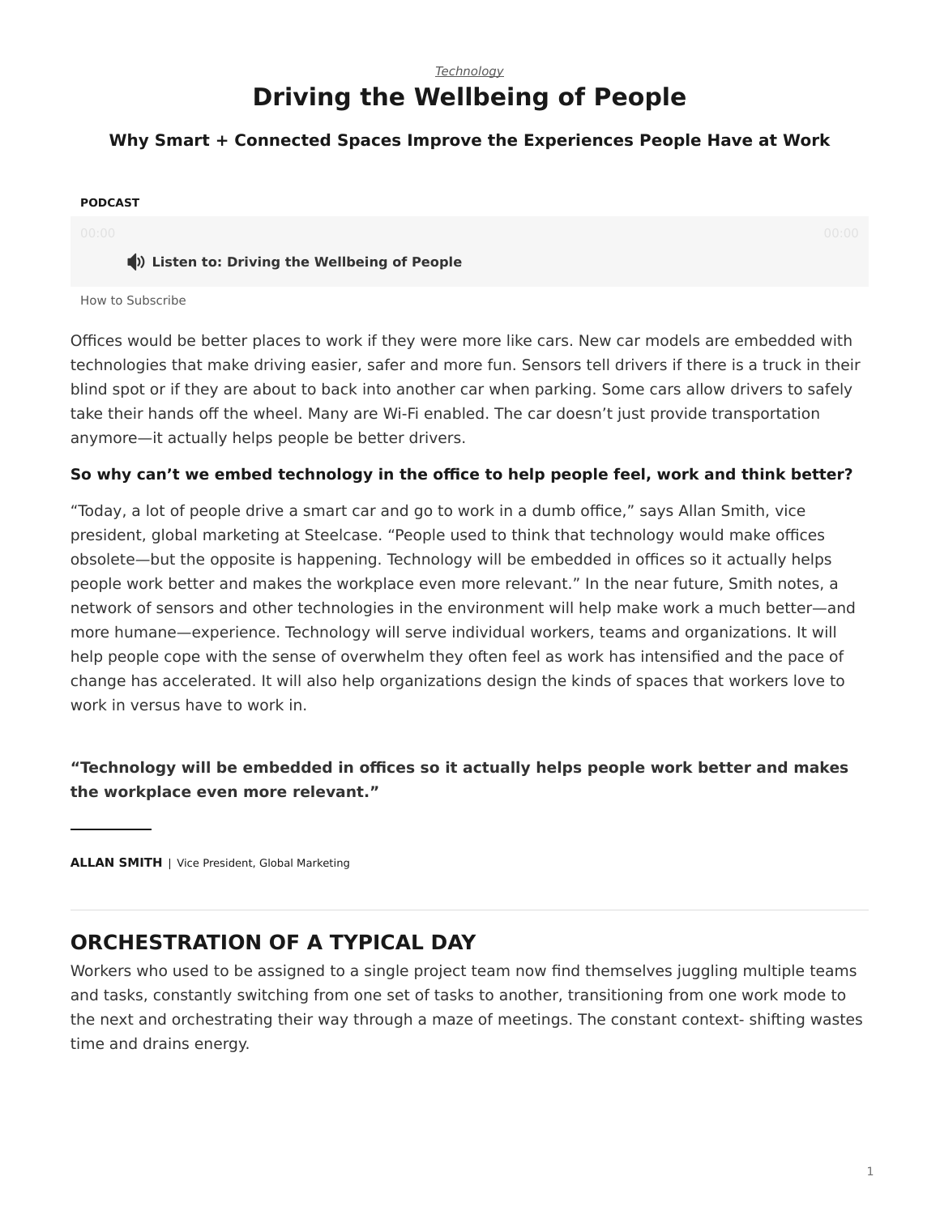*Technology*

# Driving the Wellbeing of People

### Why Smart + Connected Spaces Improve the Experiences People Have at Work

**PODCAST**

00:00 00:00

**Listen to: Driving the Wellbeing of People**

How to Subscribe

Offices would be better places to work if they were more like cars. New car models are embedded with technologies that make driving easier, safer and more fun. Sensors tell drivers if there is a truck in their blind spot or if they are about to back into another car when parking. Some cars allow drivers to safely take their hands off the wheel. Many are Wi-Fi enabled. The car doesn't just provide transportation anymore—it actually helps people be better drivers.

**So why can't we embed technology in the office to help people feel, work and think better?**

"Today, a lot of people drive a smart car and go to work in a dumb office," says Allan Smith, vice president, global marketing at Steelcase. "People used to think that technology would make offices obsolete—but the opposite is happening. Technology will be embedded in offices so it actually helps people work better and makes the workplace even more relevant." In the near future, Smith notes, a network of sensors and other technologies in the environment will help make work a much better—and more humane—experience. Technology will serve individual workers, teams and organizations. It will help people cope with the sense of overwhelm they often feel as work has intensified and the pace of change has accelerated. It will also help organizations design the kinds of spaces that workers love to work in versus have to work in.

**"Technology will be embedded in offices so it actually helps people work better and makes the workplace even more relevant."**

**ALLAN SMITH** | Vice President, Global Marketing

## ORCHESTRATION OF A TYPICAL DAY

Workers who used to be assigned to a single project team now find themselves juggling multiple teams and tasks, constantly switching from one set of tasks to another, transitioning from one work mode to the next and orchestrating their way through a maze of meetings. The constant context- shifting wastes time and drains energy.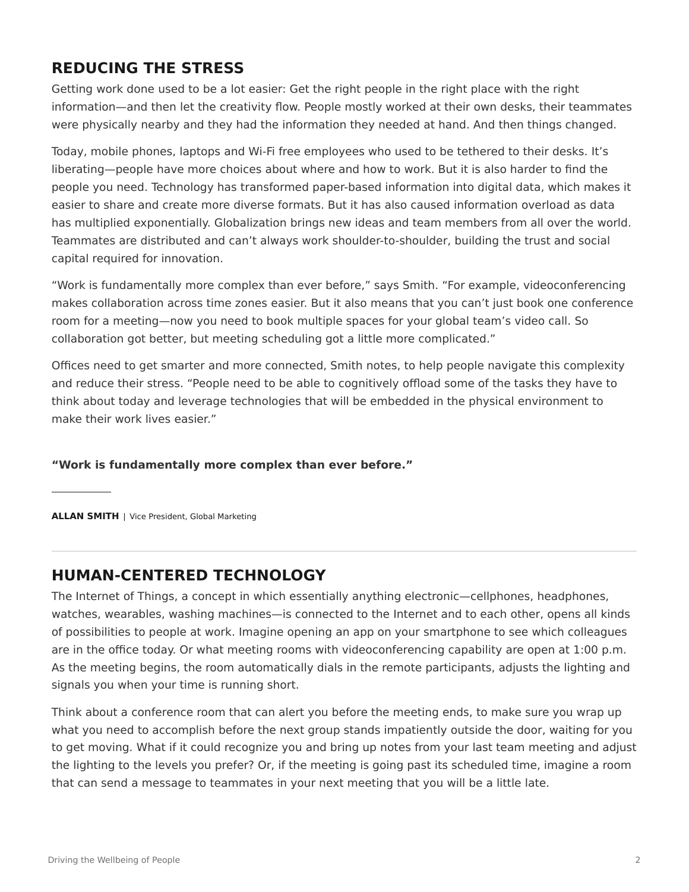## REDUCING THE STRESS

Getting work done used to be a lot easier: Get the right people in the right place with the right information—and then let the creativity flow. People mostly worked at their own desks, their teammates were physically nearby and they had the information they needed at hand. And then things changed.

Today, mobile phones, laptops and Wi-Fi free employees who used to be tethered to their desks. It's liberating—people have more choices about where and how to work. But it is also harder to find the people you need. Technology has transformed paper-based information into digital data, which makes it easier to share and create more diverse formats. But it has also caused information overload as data has multiplied exponentially. Globalization brings new ideas and team members from all over the world. Teammates are distributed and can't always work shoulder-to-shoulder, building the trust and social capital required for innovation.

"Work is fundamentally more complex than ever before," says Smith. "For example, videoconferencing makes collaboration across time zones easier. But it also means that you can't just book one conference room for a meeting—now you need to book multiple spaces for your global team's video call. So collaboration got better, but meeting scheduling got a little more complicated."

Offices need to get smarter and more connected, Smith notes, to help people navigate this complexity and reduce their stress. "People need to be able to cognitively offload some of the tasks they have to think about today and leverage technologies that will be embedded in the physical environment to make their work lives easier."

**"Work is fundamentally more complex than ever before."**

**ALLAN SMITH** | Vice President, Global Marketing

---

## HUMAN-CENTERED TECHNOLOGY

The Internet of Things, a concept in which essentially anything electronic—cellphones, headphones, watches, wearables, washing machines—is connected to the Internet and to each other, opens all kinds of possibilities to people at work. Imagine opening an app on your smartphone to see which colleagues are in the office today. Or what meeting rooms with videoconferencing capability are open at 1:00 p.m. As the meeting begins, the room automatically dials in the remote participants, adjusts the lighting and signals you when your time is running short.

Think about a conference room that can alert you before the meeting ends, to make sure you wrap up what you need to accomplish before the next group stands impatiently outside the door, waiting for you to get moving. What if it could recognize you and bring up notes from your last team meeting and adjust the lighting to the levels you prefer? Or, if the meeting is going past its scheduled time, imagine a room that can send a message to teammates in your next meeting that you will be a little late.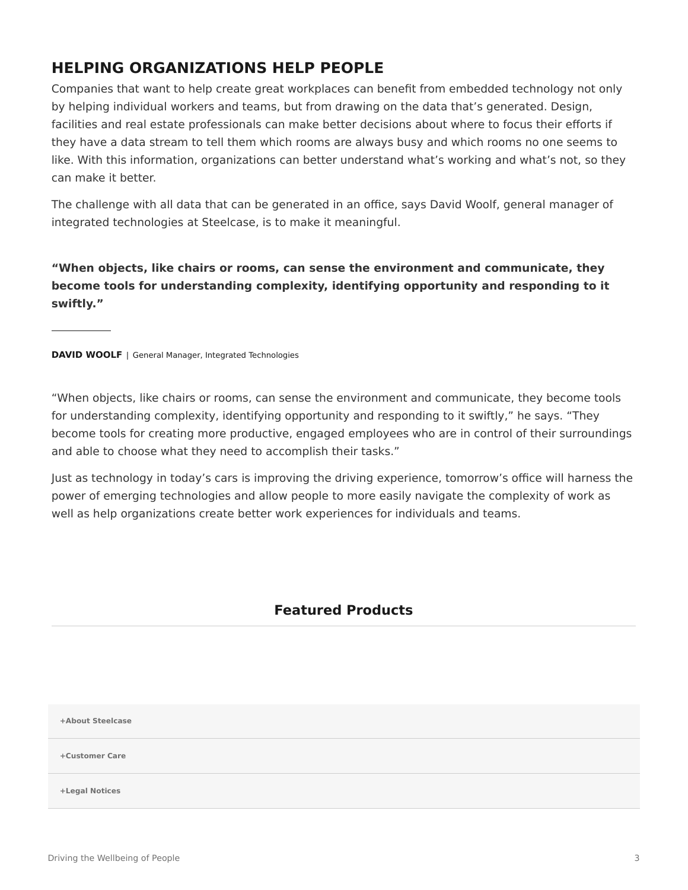## HELPING ORGANIZATIONS HELP PEOPLE

Companies that want to help create great workplaces can benefit from embedded technology not only by helping individual workers and teams, but from drawing on the data that's generated. Design, facilities and real estate professionals can make better decisions about where to focus their efforts if they have a data stream to tell them which rooms are always busy and which rooms no one seems to like. With this information, organizations can better understand what's working and what's not, so they can make it better.

The challenge with all data that can be generated in an office, says David Woolf, general manager of integrated technologies at Steelcase, is to make it meaningful.

**"When objects, like chairs or rooms, can sense the environment and communicate, they become tools for understanding complexity, identifying opportunity and responding to it swiftly."**

---

**DAVID WOOLF** | General Manager, Integrated Technologies

"When objects, like chairs or rooms, can sense the environment and communicate, they become tools for understanding complexity, identifying opportunity and responding to it swiftly," he says. "They become tools for creating more productive, engaged employees who are in control of their surroundings and able to choose what they need to accomplish their tasks."

Just as technology in today's cars is improving the driving experience, tomorrow's office will harness the power of emerging technologies and allow people to more easily navigate the complexity of work as well as help organizations create better work experiences for individuals and teams.

### Featured Products

---

**+About Steelcase**

**+Customer Care**

**+Legal Notices**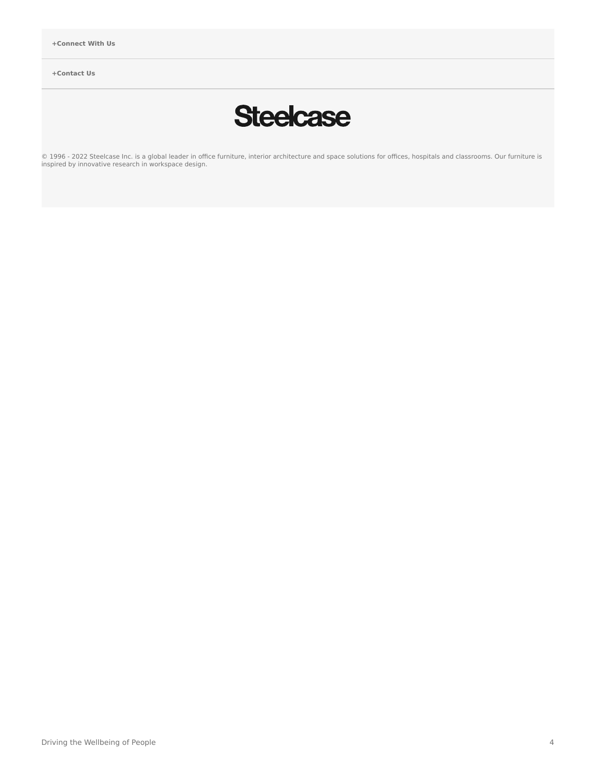**+Connect With Us**

**+Contact Us**

Steelcase

© 1996 - 2022 Steelcase Inc. is a global leader in office furniture, interior architecture and space solutions for offices, hospitals and classrooms. Our furniture is inspired by innovative research in workspace design.